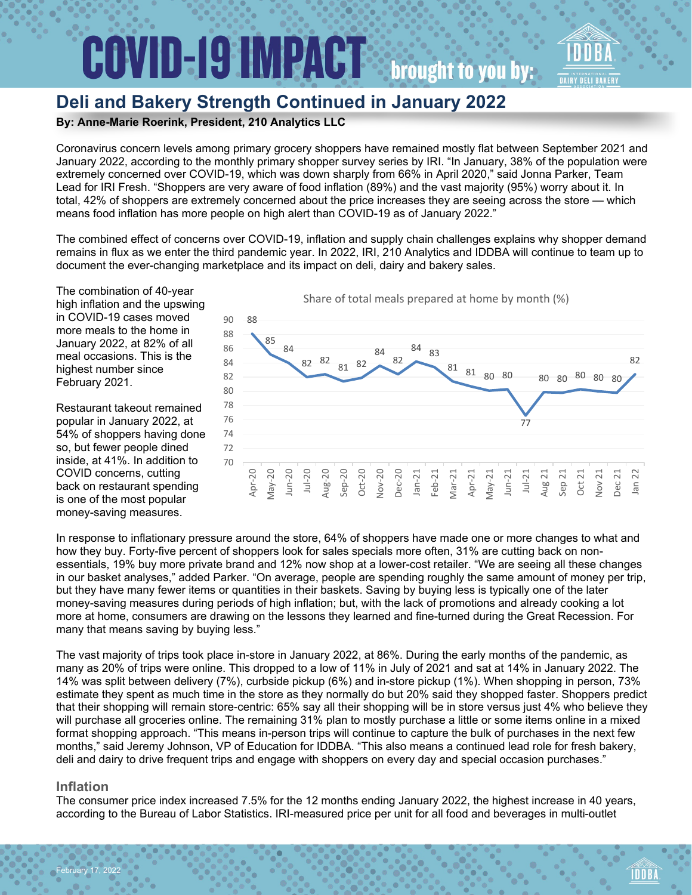# Deli and Bakery Strength Continued in January 2022

**By: Anne-Marie Roerink, President, 210 Analytics LLC**

Coronavirus concern levels among primary grocery shoppers have remained mostly flat between September 2021 and January 2022, according to the monthly primary shopper survey series by IRI. "In January, 38% of the population were extremely concerned over COVID-19, which was down sharply from 66% in April 2020," said Jonna Parker, Team Lead for IRI Fresh. "Shoppers are very aware of food inflation (89%) and the vast majority (95%) worry about it. In total, 42% of shoppers are extremely concerned about the price increases they are seeing across the store — which means food inflation has more people on high alert than COVID-19 as of January 2022."

The combined effect of concerns over COVID-19, inflation and supply chain challenges explains why shopper demand remains in flux as we enter the third pandemic year. In 2022, IRI, 210 Analytics and IDDBA will continue to team up to document the ever-changing marketplace and its impact on deli, dairy and bakery sales.

The combination of 40-year high inflation and the upswing in COVID-19 cases moved more meals to the home in January 2022, at 82% of all meal occasions. This is the highest number since February 2021.

Restaurant takeout remained popular in January 2022, at 54% of shoppers having done so, but fewer people dined inside, at 41%. In addition to COVID concerns, cutting back on restaurant spending is one of the most popular money-saving measures.

Share of total meals prepared at home by month (%)

| Month | Share (%) |
|---|---|
| Apr-20 | 88 |
| May-20 | 85 |
| Jun-20 | 84 |
| Jul-20 | 82 |
| Aug-20 | 82 |
| Sep-20 | 81 |
| Oct-20 | 82 |
| Nov-20 | 84 |
| Dec-20 | 82 |
| Jan-21 | 84 |
| Feb-21 | 83 |
| Mar-21 | 81 |
| Apr-21 | 81 |
| May-21 | 80 |
| Jun-21 | 80 |
| Jul-21 | 77 |
| Aug 21 | 80 |
| Sep 21 | 80 |
| Oct 21 | 80 |
| Nov 21 | 80 |
| Dec 21 | 80 |
| Jan 22 | 82 |

In response to inflationary pressure around the store, 64% of shoppers have made one or more changes to what and how they buy. Forty-five percent of shoppers look for sales specials more often, 31% are cutting back on non-essentials, 19% buy more private brand and 12% now shop at a lower-cost retailer. "We are seeing all these changes in our basket analyses," added Parker. "On average, people are spending roughly the same amount of money per trip, but they have many fewer items or quantities in their baskets. Saving by buying less is typically one of the later money-saving measures during periods of high inflation; but, with the lack of promotions and already cooking a lot more at home, consumers are drawing on the lessons they learned and fine-turned during the Great Recession. For many that means saving by buying less."

The vast majority of trips took place in-store in January 2022, at 86%. During the early months of the pandemic, as many as 20% of trips were online. This dropped to a low of 11% in July of 2021 and sat at 14% in January 2022. The 14% was split between delivery (7%), curbside pickup (6%) and in-store pickup (1%). When shopping in person, 73% estimate they spent as much time in the store as they normally do but 20% said they shopped faster. Shoppers predict that their shopping will remain store-centric: 65% say all their shopping will be in store versus just 4% who believe they will purchase all groceries online. The remaining 31% plan to mostly purchase a little or some items online in a mixed format shopping approach. "This means in-person trips will continue to capture the bulk of purchases in the next few months," said Jeremy Johnson, VP of Education for IDDBA. "This also means a continued lead role for fresh bakery, deli and dairy to drive frequent trips and engage with shoppers on every day and special occasion purchases."

## Inflation

The consumer price index increased 7.5% for the 12 months ending January 2022, the highest increase in 40 years, according to the Bureau of Labor Statistics. IRI-measured price per unit for all food and beverages in multi-outlet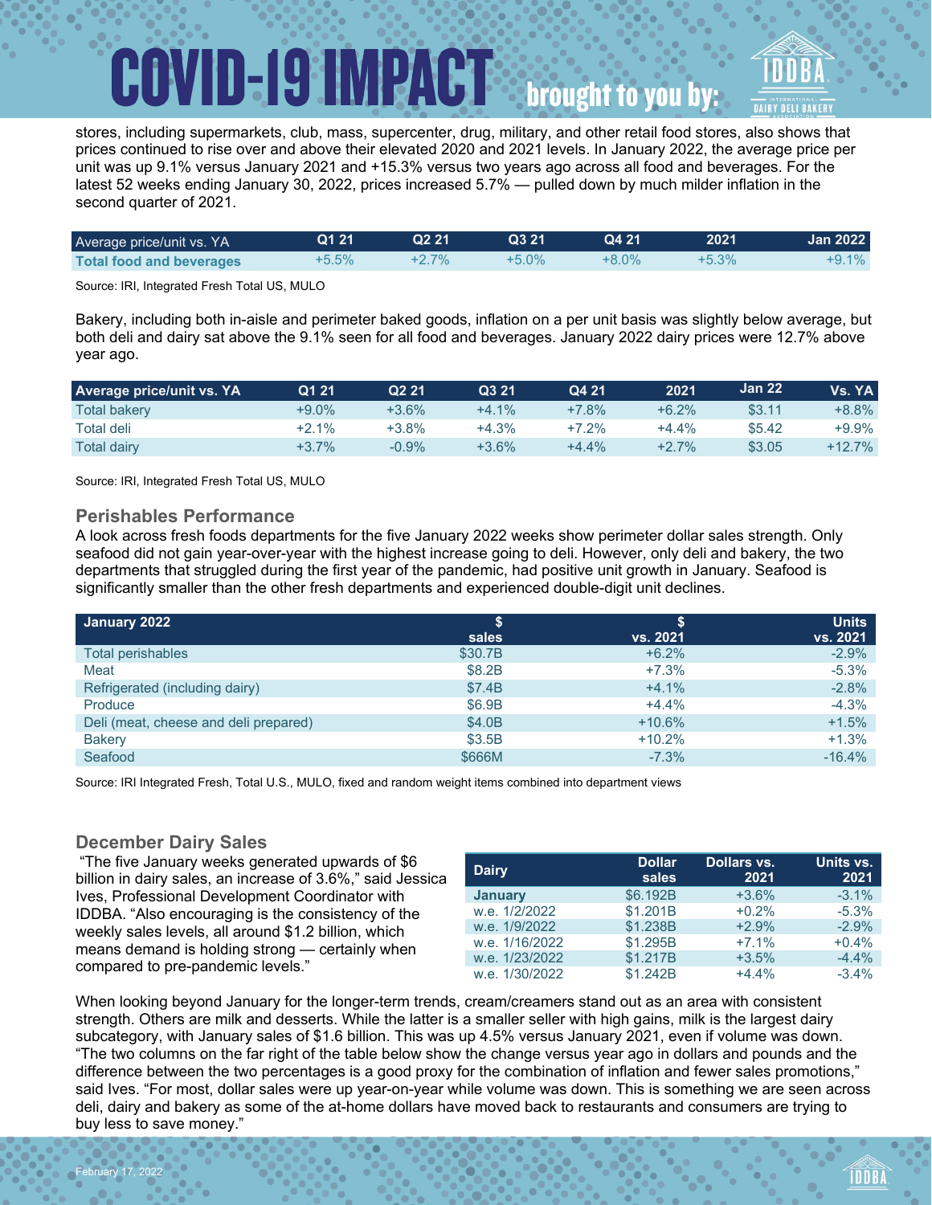stores, including supermarkets, club, mass, supercenter, drug, military, and other retail food stores, also shows that prices continued to rise over and above their elevated 2020 and 2021 levels. In January 2022, the average price per unit was up 9.1% versus January 2021 and +15.3% versus two years ago across all food and beverages. For the latest 52 weeks ending January 30, 2022, prices increased 5.7% — pulled down by much milder inflation in the second quarter of 2021.

| Average price/unit vs. YA | Q1 21 | Q2 21 | Q3 21 | Q4 21 | 2021 | Jan 2022 |
|---|---|---|---|---|---|---|
| **Total food and beverages** | +5.5% | +2.7% | +5.0% | +8.0% | +5.3% | +9.1% |

Source: IRI, Integrated Fresh Total US, MULO

Bakery, including both in-aisle and perimeter baked goods, inflation on a per unit basis was slightly below average, but both deli and dairy sat above the 9.1% seen for all food and beverages. January 2022 dairy prices were 12.7% above year ago.

| Average price/unit vs. YA | Q1 21 | Q2 21 | Q3 21 | Q4 21 | 2021 | Jan 22 | Vs. YA |
|---|---|---|---|---|---|---|---|
| Total bakery | +9.0% | +3.6% | +4.1% | +7.8% | +6.2% | $3.11 | +8.8% |
| Total deli | +2.1% | +3.8% | +4.3% | +7.2% | +4.4% | $5.42 | +9.9% |
| Total dairy | +3.7% | -0.9% | +3.6% | +4.4% | +2.7% | $3.05 | +12.7% |

Source: IRI, Integrated Fresh Total US, MULO

## Perishables Performance

A look across fresh foods departments for the five January 2022 weeks show perimeter dollar sales strength. Only seafood did not gain year-over-year with the highest increase going to deli. However, only deli and bakery, the two departments that struggled during the first year of the pandemic, had positive unit growth in January. Seafood is significantly smaller than the other fresh departments and experienced double-digit unit declines.

| January 2022 | $ sales | $ vs. 2021 | Units vs. 2021 |
|---|---|---|---|
| Total perishables | $30.7B | +6.2% | -2.9% |
| Meat | $8.2B | +7.3% | -5.3% |
| Refrigerated (including dairy) | $7.4B | +4.1% | -2.8% |
| Produce | $6.9B | +4.4% | -4.3% |
| Deli (meat, cheese and deli prepared) | $4.0B | +10.6% | +1.5% |
| Bakery | $3.5B | +10.2% | +1.3% |
| Seafood | $666M | -7.3% | -16.4% |

Source: IRI Integrated Fresh, Total U.S., MULO, fixed and random weight items combined into department views

## December Dairy Sales

"The five January weeks generated upwards of $6 billion in dairy sales, an increase of 3.6%," said Jessica Ives, Professional Development Coordinator with IDDBA. "Also encouraging is the consistency of the weekly sales levels, all around $1.2 billion, which means demand is holding strong — certainly when compared to pre-pandemic levels."

| Dairy | Dollar sales | Dollars vs. 2021 | Units vs. 2021 |
|---|---|---|---|
| **January** | $6.192B | +3.6% | -3.1% |
| w.e. 1/2/2022 | $1.201B | +0.2% | -5.3% |
| w.e. 1/9/2022 | $1.238B | +2.9% | -2.9% |
| w.e. 1/16/2022 | $1.295B | +7.1% | +0.4% |
| w.e. 1/23/2022 | $1.217B | +3.5% | -4.4% |
| w.e. 1/30/2022 | $1.242B | +4.4% | -3.4% |

When looking beyond January for the longer-term trends, cream/creamers stand out as an area with consistent strength. Others are milk and desserts. While the latter is a smaller seller with high gains, milk is the largest dairy subcategory, with January sales of $1.6 billion. This was up 4.5% versus January 2021, even if volume was down. "The two columns on the far right of the table below show the change versus year ago in dollars and pounds and the difference between the two percentages is a good proxy for the combination of inflation and fewer sales promotions," said Ives. "For most, dollar sales were up year-on-year while volume was down. This is something we are seen across deli, dairy and bakery as some of the at-home dollars have moved back to restaurants and consumers are trying to buy less to save money."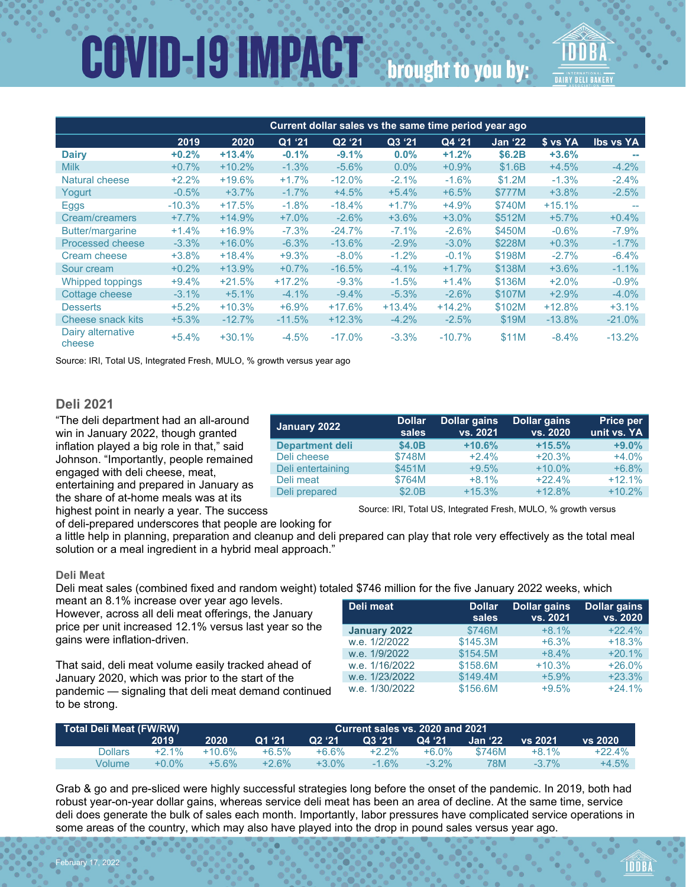# COVID-19 IMPACT brought to you by:

| | Current dollar sales vs the same time period year ago | | | | | | | | |
|---|---|---|---|---|---|---|---|---|---|
| | 2019 | 2020 | Q1 '21 | Q2 '21 | Q3 '21 | Q4 '21 | Jan '22 | $ vs YA | lbs vs YA |
| **Dairy** | **+0.2%** | **+13.4%** | **-0.1%** | **-9.1%** | **0.0%** | **+1.2%** | **$6.2B** | **+3.6%** | **--** |
| Milk | +0.7% | +10.2% | -1.3% | -5.6% | 0.0% | +0.9% | $1.6B | +4.5% | -4.2% |
| Natural cheese | +2.2% | +19.6% | +1.7% | -12.0% | -2.1% | -1.6% | $1.2M | -1.3% | -2.4% |
| Yogurt | -0.5% | +3.7% | -1.7% | +4.5% | +5.4% | +6.5% | $777M | +3.8% | -2.5% |
| Eggs | -10.3% | +17.5% | -1.8% | -18.4% | +1.7% | +4.9% | $740M | +15.1% | -- |
| Cream/creamers | +7.7% | +14.9% | +7.0% | -2.6% | +3.6% | +3.0% | $512M | +5.7% | +0.4% |
| Butter/margarine | +1.4% | +16.9% | -7.3% | -24.7% | -7.1% | -2.6% | $450M | -0.6% | -7.9% |
| Processed cheese | -3.3% | +16.0% | -6.3% | -13.6% | -2.9% | -3.0% | $228M | +0.3% | -1.7% |
| Cream cheese | +3.8% | +18.4% | +9.3% | -8.0% | -1.2% | -0.1% | $198M | -2.7% | -6.4% |
| Sour cream | +0.2% | +13.9% | +0.7% | -16.5% | -4.1% | +1.7% | $138M | +3.6% | -1.1% |
| Whipped toppings | +9.4% | +21.5% | +17.2% | -9.3% | -1.5% | +1.4% | $136M | +2.0% | -0.9% |
| Cottage cheese | -3.1% | +5.1% | -4.1% | -9.4% | -5.3% | -2.6% | $107M | +2.9% | -4.0% |
| Desserts | +5.2% | +10.3% | +6.9% | +17.6% | +13.4% | +14.2% | $102M | +12.8% | +3.1% |
| Cheese snack kits | +5.3% | -12.7% | -11.5% | +12.3% | -4.2% | -2.5% | $19M | -13.8% | -21.0% |
| Dairy alternative cheese | +5.4% | +30.1% | -4.5% | -17.0% | -3.3% | -10.7% | $11M | -8.4% | -13.2% |

Source: IRI, Total US, Integrated Fresh, MULO, % growth versus year ago

## Deli 2021

"The deli department had an all-around win in January 2022, though granted inflation played a big role in that," said Johnson. "Importantly, people remained engaged with deli cheese, meat, entertaining and prepared in January as the share of at-home meals was at its highest point in nearly a year. The success of deli-prepared underscores that people are looking for a little help in planning, preparation and cleanup and deli prepared can play that role very effectively as the total meal solution or a meal ingredient in a hybrid meal approach."

| January 2022 | Dollar sales | Dollar gains vs. 2021 | Dollar gains vs. 2020 | Price per unit vs. YA |
|---|---|---|---|---|
| **Department deli** | **$4.0B** | **+10.6%** | **+15.5%** | **+9.0%** |
| Deli cheese | $748M | +2.4% | +20.3% | +4.0% |
| Deli entertaining | $451M | +9.5% | +10.0% | +6.8% |
| Deli meat | $764M | +8.1% | +22.4% | +12.1% |
| Deli prepared | $2.0B | +15.3% | +12.8% | +10.2% |

Source: IRI, Total US, Integrated Fresh, MULO, % growth versus

### Deli Meat

Deli meat sales (combined fixed and random weight) totaled $746 million for the five January 2022 weeks, which meant an 8.1% increase over year ago levels. However, across all deli meat offerings, the January price per unit increased 12.1% versus last year so the gains were inflation-driven.

That said, deli meat volume easily tracked ahead of January 2020, which was prior to the start of the pandemic — signaling that deli meat demand continued to be strong.

| Deli meat | Dollar sales | Dollar gains vs. 2021 | Dollar gains vs. 2020 |
|---|---|---|---|
| **January 2022** | $746M | +8.1% | +22.4% |
| w.e. 1/2/2022 | $145.3M | +6.3% | +18.3% |
| w.e. 1/9/2022 | $154.5M | +8.4% | +20.1% |
| w.e. 1/16/2022 | $158.6M | +10.3% | +26.0% |
| w.e. 1/23/2022 | $149.4M | +5.9% | +23.3% |
| w.e. 1/30/2022 | $156.6M | +9.5% | +24.1% |

| Total Deli Meat (FW/RW) | Current sales vs. 2020 and 2021 | | | | | | | | |
|---|---|---|---|---|---|---|---|---|---|
| | 2019 | 2020 | Q1 '21 | Q2 '21 | Q3 '21 | Q4 '21 | Jan '22 | vs 2021 | vs 2020 |
| Dollars | +2.1% | +10.6% | +6.5% | +6.6% | +2.2% | +6.0% | $746M | +8.1% | +22.4% |
| Volume | +0.0% | +5.6% | +2.6% | +3.0% | -1.6% | -3.2% | 78M | -3.7% | +4.5% |

Grab & go and pre-sliced were highly successful strategies long before the onset of the pandemic. In 2019, both had robust year-on-year dollar gains, whereas service deli meat has been an area of decline. At the same time, service deli does generate the bulk of sales each month. Importantly, labor pressures have complicated service operations in some areas of the country, which may also have played into the drop in pound sales versus year ago.

February 17, 2022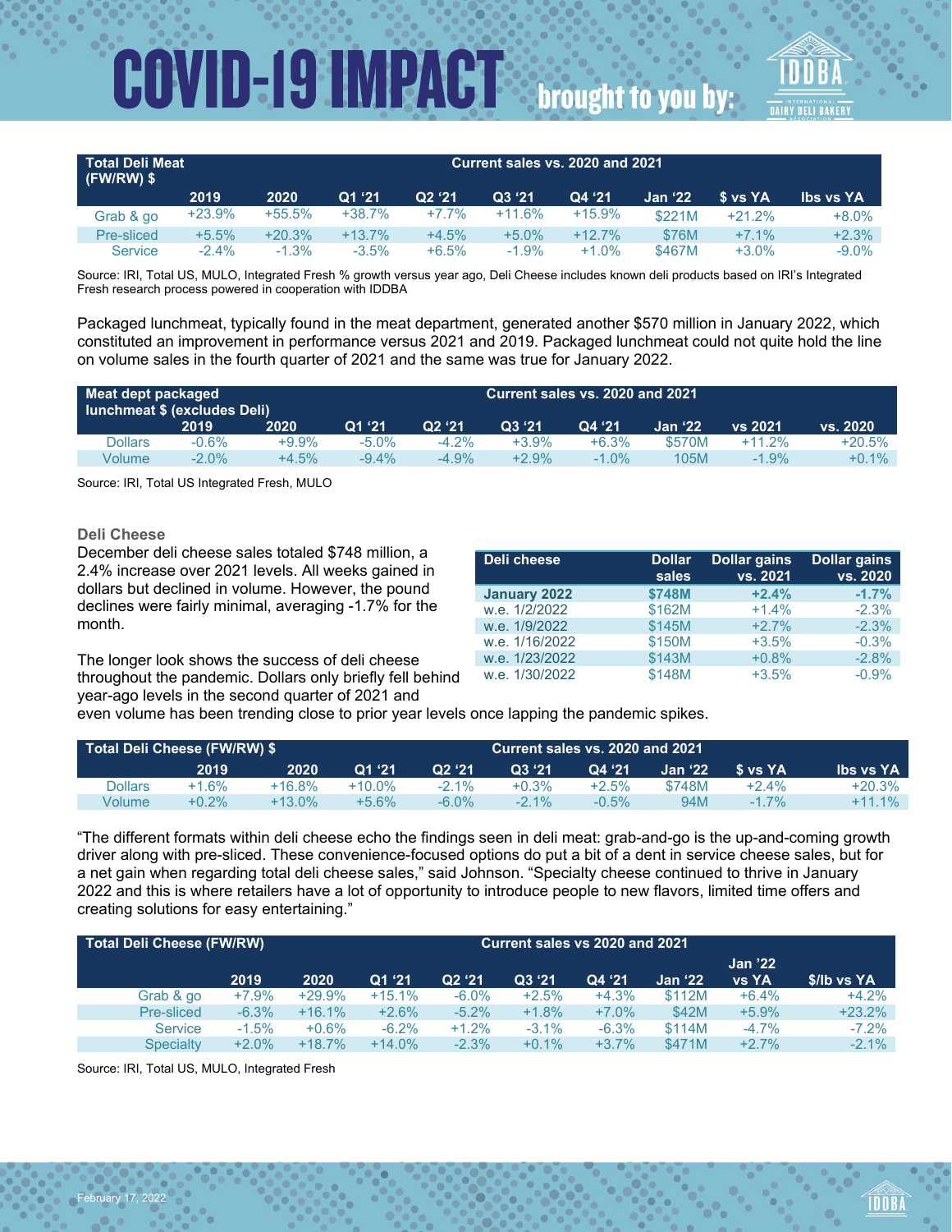# COVID-19 IMPACT brought to you by:

| Total Deli Meat (FW/RW) $ | Current sales vs. 2020 and 2021 | | | | | | | | |
|---|---|---|---|---|---|---|---|---|---|
| | 2019 | 2020 | Q1 '21 | Q2 '21 | Q3 '21 | Q4 '21 | Jan '22 | $ vs YA | lbs vs YA |
| Grab & go | +23.9% | +55.5% | +38.7% | +7.7% | +11.6% | +15.9% | $221M | +21.2% | +8.0% |
| Pre-sliced | +5.5% | +20.3% | +13.7% | +4.5% | +5.0% | +12.7% | $76M | +7.1% | +2.3% |
| Service | -2.4% | -1.3% | -3.5% | +6.5% | -1.9% | +1.0% | $467M | +3.0% | -9.0% |

Source: IRI, Total US, MULO, Integrated Fresh % growth versus year ago, Deli Cheese includes known deli products based on IRI's Integrated Fresh research process powered in cooperation with IDDBA

Packaged lunchmeat, typically found in the meat department, generated another $570 million in January 2022, which constituted an improvement in performance versus 2021 and 2019. Packaged lunchmeat could not quite hold the line on volume sales in the fourth quarter of 2021 and the same was true for January 2022.

| Meat dept packaged lunchmeat $ (excludes Deli) | Current sales vs. 2020 and 2021 | | | | | | | | |
|---|---|---|---|---|---|---|---|---|---|
| | 2019 | 2020 | Q1 '21 | Q2 '21 | Q3 '21 | Q4 '21 | Jan '22 | vs 2021 | vs. 2020 |
| Dollars | -0.6% | +9.9% | -5.0% | -4.2% | +3.9% | +6.3% | $570M | +11.2% | +20.5% |
| Volume | -2.0% | +4.5% | -9.4% | -4.9% | +2.9% | -1.0% | 105M | -1.9% | +0.1% |

Source: IRI, Total US Integrated Fresh, MULO

### Deli Cheese

December deli cheese sales totaled $748 million, a 2.4% increase over 2021 levels. All weeks gained in dollars but declined in volume. However, the pound declines were fairly minimal, averaging -1.7% for the month.

| Deli cheese | Dollar sales | Dollar gains vs. 2021 | Dollar gains vs. 2020 |
|---|---|---|---|
| **January 2022** | **$748M** | **+2.4%** | **-1.7%** |
| w.e. 1/2/2022 | $162M | +1.4% | -2.3% |
| w.e. 1/9/2022 | $145M | +2.7% | -2.3% |
| w.e. 1/16/2022 | $150M | +3.5% | -0.3% |
| w.e. 1/23/2022 | $143M | +0.8% | -2.8% |
| w.e. 1/30/2022 | $148M | +3.5% | -0.9% |

The longer look shows the success of deli cheese throughout the pandemic. Dollars only briefly fell behind year-ago levels in the second quarter of 2021 and even volume has been trending close to prior year levels once lapping the pandemic spikes.

| Total Deli Cheese (FW/RW) $ | Current sales vs. 2020 and 2021 | | | | | | | | |
|---|---|---|---|---|---|---|---|---|---|
| | 2019 | 2020 | Q1 '21 | Q2 '21 | Q3 '21 | Q4 '21 | Jan '22 | $ vs YA | lbs vs YA |
| Dollars | +1.6% | +16.8% | +10.0% | -2.1% | +0.3% | +2.5% | $748M | +2.4% | +20.3% |
| Volume | +0.2% | +13.0% | +5.6% | -6.0% | -2.1% | -0.5% | 94M | -1.7% | +11.1% |

"The different formats within deli cheese echo the findings seen in deli meat: grab-and-go is the up-and-coming growth driver along with pre-sliced. These convenience-focused options do put a bit of a dent in service cheese sales, but for a net gain when regarding total deli cheese sales," said Johnson. "Specialty cheese continued to thrive in January 2022 and this is where retailers have a lot of opportunity to introduce people to new flavors, limited time offers and creating solutions for easy entertaining."

| Total Deli Cheese (FW/RW) | Current sales vs 2020 and 2021 | | | | | | | | |
|---|---|---|---|---|---|---|---|---|---|
| | 2019 | 2020 | Q1 '21 | Q2 '21 | Q3 '21 | Q4 '21 | Jan '22 | Jan '22 vs YA | $/lb vs YA |
| Grab & go | +7.9% | +29.9% | +15.1% | -6.0% | +2.5% | +4.3% | $112M | +6.4% | +4.2% |
| Pre-sliced | -6.3% | +16.1% | +2.6% | -5.2% | +1.8% | +7.0% | $42M | +5.9% | +23.2% |
| Service | -1.5% | +0.6% | -6.2% | +1.2% | -3.1% | -6.3% | $114M | -4.7% | -7.2% |
| Specialty | +2.0% | +18.7% | +14.0% | -2.3% | +0.1% | +3.7% | $471M | +2.7% | -2.1% |

Source: IRI, Total US, MULO, Integrated Fresh

February 17, 2022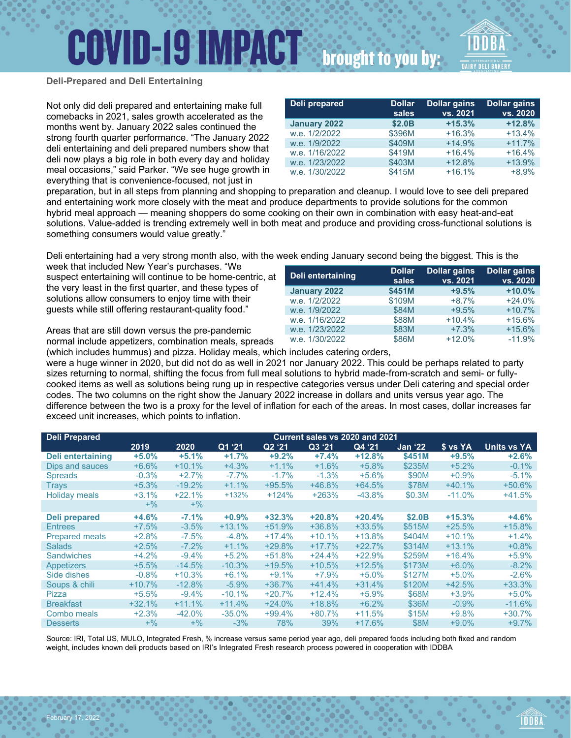# COVID-19 IMPACT brought to you by:

**Deli-Prepared and Deli Entertaining**

| Deli prepared | Dollar sales | Dollar gains vs. 2021 | Dollar gains vs. 2020 |
|---|---|---|---|
| **January 2022** | **$2.0B** | **+15.3%** | **+12.8%** |
| w.e. 1/2/2022 | $396M | +16.3% | +13.4% |
| w.e. 1/9/2022 | $409M | +14.9% | +11.7% |
| w.e. 1/16/2022 | $419M | +16.4% | +16.4% |
| w.e. 1/23/2022 | $403M | +12.8% | +13.9% |
| w.e. 1/30/2022 | $415M | +16.1% | +8.9% |

Not only did deli prepared and entertaining make full comebacks in 2021, sales growth accelerated as the months went by. January 2022 sales continued the strong fourth quarter performance. "The January 2022 deli entertaining and deli prepared numbers show that deli now plays a big role in both every day and holiday meal occasions," said Parker. "We see huge growth in everything that is convenience-focused, not just in preparation, but in all steps from planning and shopping to preparation and cleanup. I would love to see deli prepared and entertaining work more closely with the meat and produce departments to provide solutions for the common hybrid meal approach — meaning shoppers do some cooking on their own in combination with easy heat-and-eat solutions. Value-added is trending extremely well in both meat and produce and providing cross-functional solutions is something consumers would value greatly."

Deli entertaining had a very strong month also, with the week ending January second being the biggest. This is the week that included New Year's purchases. "We suspect entertaining will continue to be home-centric, at the very least in the first quarter, and these types of solutions allow consumers to enjoy time with their guests while still offering restaurant-quality food."

| Deli entertaining | Dollar sales | Dollar gains vs. 2021 | Dollar gains vs. 2020 |
|---|---|---|---|
| **January 2022** | **$451M** | **+9.5%** | **+10.0%** |
| w.e. 1/2/2022 | $109M | +8.7% | +24.0% |
| w.e. 1/9/2022 | $84M | +9.5% | +10.7% |
| w.e. 1/16/2022 | $88M | +10.4% | +15.6% |
| w.e. 1/23/2022 | $83M | +7.3% | +15.6% |
| w.e. 1/30/2022 | $86M | +12.0% | -11.9% |

Areas that are still down versus the pre-pandemic normal include appetizers, combination meals, spreads (which includes hummus) and pizza. Holiday meals, which includes catering orders, were a huge winner in 2020, but did not do as well in 2021 nor January 2022. This could be perhaps related to party sizes returning to normal, shifting the focus from full meal solutions to hybrid made-from-scratch and semi- or fully-cooked items as well as solutions being rung up in respective categories versus under Deli catering and special order codes. The two columns on the right show the January 2022 increase in dollars and units versus year ago. The difference between the two is a proxy for the level of inflation for each of the areas. In most cases, dollar increases far exceed unit increases, which points to inflation.

| Deli Prepared | Current sales vs 2020 and 2021 | | | | | | | | |
|---|---|---|---|---|---|---|---|---|---|
| | 2019 | 2020 | Q1 '21 | Q2 '21 | Q3 '21 | Q4 '21 | Jan '22 | $ vs YA | Units vs YA |
| **Deli entertaining** | **+5.0%** | **+5.1%** | **+1.7%** | **+9.2%** | **+7.4%** | **+12.8%** | **$451M** | **+9.5%** | **+2.6%** |
| Dips and sauces | +6.6% | +10.1% | +4.3% | +1.1% | +1.6% | +5.8% | $235M | +5.2% | -0.1% |
| Spreads | -0.3% | +2.7% | -7.7% | -1.7% | -1.3% | +5.6% | $90M | +0.9% | -5.1% |
| Trays | +5.3% | -19.2% | +1.1% | +95.5% | +46.8% | +64.5% | $78M | +40.1% | +50.6% |
| Holiday meals | +3.1% | +22.1% | +132% | +124% | +263% | -43.8% | $0.3M | -11.0% | +41.5% |
| | +% | +% | | | | | | | |
| **Deli prepared** | **+4.6%** | **-7.1%** | **+0.9%** | **+32.3%** | **+20.8%** | **+20.4%** | **$2.0B** | **+15.3%** | **+4.6%** |
| Entrees | +7.5% | -3.5% | +13.1% | +51.9% | +36.8% | +33.5% | $515M | +25.5% | +15.8% |
| Prepared meats | +2.8% | -7.5% | -4.8% | +17.4% | +10.1% | +13.8% | $404M | +10.1% | +1.4% |
| Salads | +2.5% | -7.2% | +1.1% | +29.8% | +17.7% | +22.7% | $314M | +13.1% | +0.8% |
| Sandwiches | +4.2% | -9.4% | +5.2% | +51.8% | +24.4% | +22.9% | $259M | +16.4% | +5.9% |
| Appetizers | +5.5% | -14.5% | -10.3% | +19.5% | +10.5% | +12.5% | $173M | +6.0% | -8.2% |
| Side dishes | -0.8% | +10.3% | +6.1% | +9.1% | +7.9% | +5.0% | $127M | +5.0% | -2.6% |
| Soups & chili | +10.7% | -12.8% | -5.9% | +36.7% | +41.4% | +31.4% | $120M | +42.5% | +33.3% |
| Pizza | +5.5% | -9.4% | -10.1% | +20.7% | +12.4% | +5.9% | $68M | +3.9% | +5.0% |
| Breakfast | +32.1% | +11.1% | +11.4% | +24.0% | +18.8% | +6.2% | $36M | -0.9% | -11.6% |
| Combo meals | +2.3% | -42.0% | -35.0% | +99.4% | +80.7% | +11.5% | $15M | +9.8% | +30.7% |
| Desserts | +% | +% | -3% | 78% | 39% | +17.6% | $8M | +9.0% | +9.7% |

Source: IRI, Total US, MULO, Integrated Fresh, % increase versus same period year ago, deli prepared foods including both fixed and random weight, includes known deli products based on IRI's Integrated Fresh research process powered in cooperation with IDDBA

February 17, 2022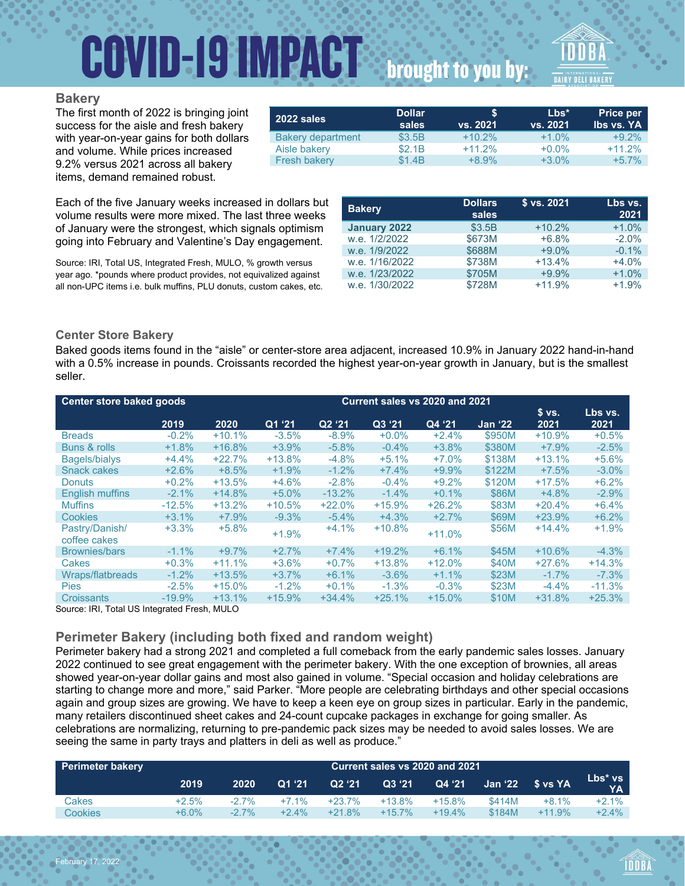# COVID-19 IMPACT brought to you by: IDDBA

## Bakery

The first month of 2022 is bringing joint success for the aisle and fresh bakery with year-on-year gains for both dollars and volume. While prices increased 9.2% versus 2021 across all bakery items, demand remained robust.

| 2022 sales | Dollar sales | $ vs. 2021 | Lbs* vs. 2021 | Price per lbs vs. YA |
|---|---|---|---|---|
| Bakery department | $3.5B | +10.2% | +1.0% | +9.2% |
| Aisle bakery | $2.1B | +11.2% | +0.0% | +11.2% |
| Fresh bakery | $1.4B | +8.9% | +3.0% | +5.7% |

Each of the five January weeks increased in dollars but volume results were more mixed. The last three weeks of January were the strongest, which signals optimism going into February and Valentine's Day engagement.

Source: IRI, Total US, Integrated Fresh, MULO, % growth versus year ago. *pounds where product provides, not equivalized against all non-UPC items i.e. bulk muffins, PLU donuts, custom cakes, etc.

| Bakery | Dollars sales | $ vs. 2021 | Lbs vs. 2021 |
|---|---|---|---|
| **January 2022** | $3.5B | +10.2% | +1.0% |
| w.e. 1/2/2022 | $673M | +6.8% | -2.0% |
| w.e. 1/9/2022 | $688M | +9.0% | -0.1% |
| w.e. 1/16/2022 | $738M | +13.4% | +4.0% |
| w.e. 1/23/2022 | $705M | +9.9% | +1.0% |
| w.e. 1/30/2022 | $728M | +11.9% | +1.9% |

## Center Store Bakery

Baked goods items found in the "aisle" or center-store area adjacent, increased 10.9% in January 2022 hand-in-hand with a 0.5% increase in pounds. Croissants recorded the highest year-on-year growth in January, but is the smallest seller.

| Center store baked goods | Current sales vs 2020 and 2021 | | | | | | | | |
|---|---|---|---|---|---|---|---|---|---|
| | 2019 | 2020 | Q1 '21 | Q2 '21 | Q3 '21 | Q4 '21 | Jan '22 | $ vs. 2021 | Lbs vs. 2021 |
| Breads | -0.2% | +10.1% | -3.5% | -8.9% | +0.0% | +2.4% | $950M | +10.9% | +0.5% |
| Buns & rolls | +1.8% | +16.8% | +3.9% | -5.8% | -0.4% | +3.8% | $380M | +7.9% | -2.5% |
| Bagels/bialys | +4.4% | +22.7% | +13.8% | -4.8% | +5.1% | +7.0% | $138M | +13.1% | +5.6% |
| Snack cakes | +2.6% | +8.5% | +1.9% | -1.2% | +7.4% | +9.9% | $122M | +7.5% | -3.0% |
| Donuts | +0.2% | +13.5% | +4.6% | -2.8% | -0.4% | +9.2% | $120M | +17.5% | +6.2% |
| English muffins | -2.1% | +14.8% | +5.0% | -13.2% | -1.4% | +0.1% | $86M | +4.8% | -2.9% |
| Muffins | -12.5% | +13.2% | +10.5% | +22.0% | +15.9% | +26.2% | $83M | +20.4% | +6.4% |
| Cookies | +3.1% | +7.9% | -9.3% | -5.4% | +4.3% | +2.7% | $69M | +23.9% | +6.2% |
| Pastry/Danish/ coffee cakes | +3.3% | +5.8% | +1.9% | +4.1% | +10.8% | +11.0% | $56M | +14.4% | +1.9% |
| Brownies/bars | -1.1% | +9.7% | +2.7% | +7.4% | +19.2% | +6.1% | $45M | +10.6% | -4.3% |
| Cakes | +0.3% | +11.1% | +3.6% | +0.7% | +13.8% | +12.0% | $40M | +27.6% | +14.3% |
| Wraps/flatbreads | -1.2% | +13.5% | +3.7% | +6.1% | -3.6% | +1.1% | $23M | -1.7% | -7.3% |
| Pies | -2.5% | +15.0% | -1.2% | +0.1% | -1.3% | -0.3% | $23M | -4.4% | -11.3% |
| Croissants | -19.9% | +13.1% | +15.9% | +34.4% | +25.1% | +15.0% | $10M | +31.8% | +25.3% |

Source: IRI, Total US Integrated Fresh, MULO

## Perimeter Bakery (including both fixed and random weight)

Perimeter bakery had a strong 2021 and completed a full comeback from the early pandemic sales losses. January 2022 continued to see great engagement with the perimeter bakery. With the one exception of brownies, all areas showed year-on-year dollar gains and most also gained in volume. "Special occasion and holiday celebrations are starting to change more and more," said Parker. "More people are celebrating birthdays and other special occasions again and group sizes are growing. We have to keep a keen eye on group sizes in particular. Early in the pandemic, many retailers discontinued sheet cakes and 24-count cupcake packages in exchange for going smaller. As celebrations are normalizing, returning to pre-pandemic pack sizes may be needed to avoid sales losses. We are seeing the same in party trays and platters in deli as well as produce."

| Perimeter bakery | Current sales vs 2020 and 2021 | | | | | | | | |
|---|---|---|---|---|---|---|---|---|---|
| | 2019 | 2020 | Q1 '21 | Q2 '21 | Q3 '21 | Q4 '21 | Jan '22 | $ vs YA | Lbs* vs YA |
| Cakes | +2.5% | -2.7% | +7.1% | +23.7% | +13.8% | +15.8% | $414M | +8.1% | +2.1% |
| Cookies | +6.0% | -2.7% | +2.4% | +21.8% | +15.7% | +19.4% | $184M | +11.9% | +2.4% |

February 17, 2022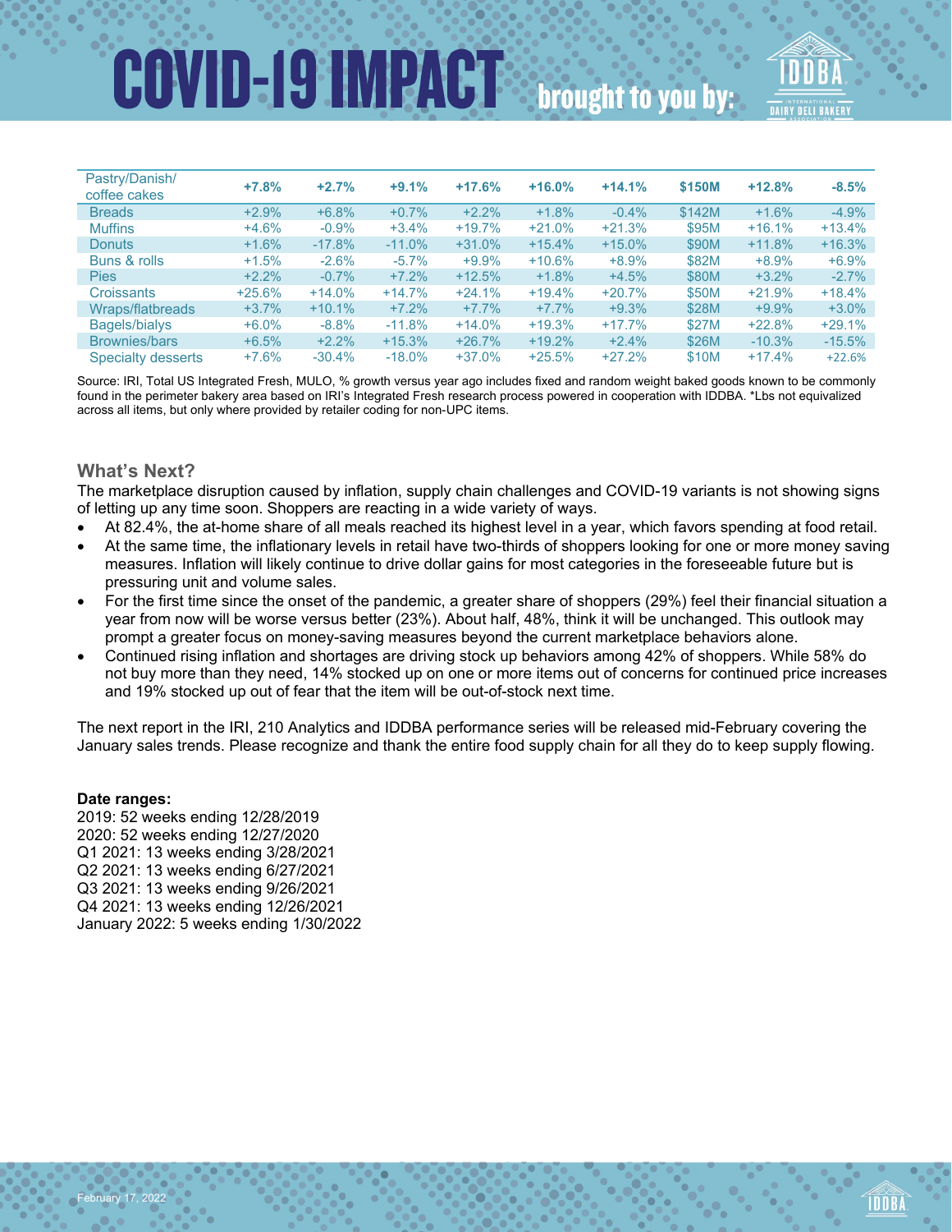| | | | | | | | | | |
|---|---|---|---|---|---|---|---|---|---|
| Pastry/Danish/ coffee cakes | **+7.8%** | **+2.7%** | **+9.1%** | **+17.6%** | **+16.0%** | **+14.1%** | **$150M** | **+12.8%** | **-8.5%** |
| Breads | +2.9% | +6.8% | +0.7% | +2.2% | +1.8% | -0.4% | $142M | +1.6% | -4.9% |
| Muffins | +4.6% | -0.9% | +3.4% | +19.7% | +21.0% | +21.3% | $95M | +16.1% | +13.4% |
| Donuts | +1.6% | -17.8% | -11.0% | +31.0% | +15.4% | +15.0% | $90M | +11.8% | +16.3% |
| Buns & rolls | +1.5% | -2.6% | -5.7% | +9.9% | +10.6% | +8.9% | $82M | +8.9% | +6.9% |
| Pies | +2.2% | -0.7% | +7.2% | +12.5% | +1.8% | +4.5% | $80M | +3.2% | -2.7% |
| Croissants | +25.6% | +14.0% | +14.7% | +24.1% | +19.4% | +20.7% | $50M | +21.9% | +18.4% |
| Wraps/flatbreads | +3.7% | +10.1% | +7.2% | +7.7% | +7.7% | +9.3% | $28M | +9.9% | +3.0% |
| Bagels/bialys | +6.0% | -8.8% | -11.8% | +14.0% | +19.3% | +17.7% | $27M | +22.8% | +29.1% |
| Brownies/bars | +6.5% | +2.2% | +15.3% | +26.7% | +19.2% | +2.4% | $26M | -10.3% | -15.5% |
| Specialty desserts | +7.6% | -30.4% | -18.0% | +37.0% | +25.5% | +27.2% | $10M | +17.4% | +22.6% |

Source: IRI, Total US Integrated Fresh, MULO, % growth versus year ago includes fixed and random weight baked goods known to be commonly found in the perimeter bakery area based on IRI's Integrated Fresh research process powered in cooperation with IDDBA. *Lbs not equivalized across all items, but only where provided by retailer coding for non-UPC items.

## What's Next?

The marketplace disruption caused by inflation, supply chain challenges and COVID-19 variants is not showing signs of letting up any time soon. Shoppers are reacting in a wide variety of ways.

- At 82.4%, the at-home share of all meals reached its highest level in a year, which favors spending at food retail.
- At the same time, the inflationary levels in retail have two-thirds of shoppers looking for one or more money saving measures. Inflation will likely continue to drive dollar gains for most categories in the foreseeable future but is pressuring unit and volume sales.
- For the first time since the onset of the pandemic, a greater share of shoppers (29%) feel their financial situation a year from now will be worse versus better (23%). About half, 48%, think it will be unchanged. This outlook may prompt a greater focus on money-saving measures beyond the current marketplace behaviors alone.
- Continued rising inflation and shortages are driving stock up behaviors among 42% of shoppers. While 58% do not buy more than they need, 14% stocked up on one or more items out of concerns for continued price increases and 19% stocked up out of fear that the item will be out-of-stock next time.

The next report in the IRI, 210 Analytics and IDDBA performance series will be released mid-February covering the January sales trends. Please recognize and thank the entire food supply chain for all they do to keep supply flowing.

**Date ranges:**
2019: 52 weeks ending 12/28/2019
2020: 52 weeks ending 12/27/2020
Q1 2021: 13 weeks ending 3/28/2021
Q2 2021: 13 weeks ending 6/27/2021
Q3 2021: 13 weeks ending 9/26/2021
Q4 2021: 13 weeks ending 12/26/2021
January 2022: 5 weeks ending 1/30/2022